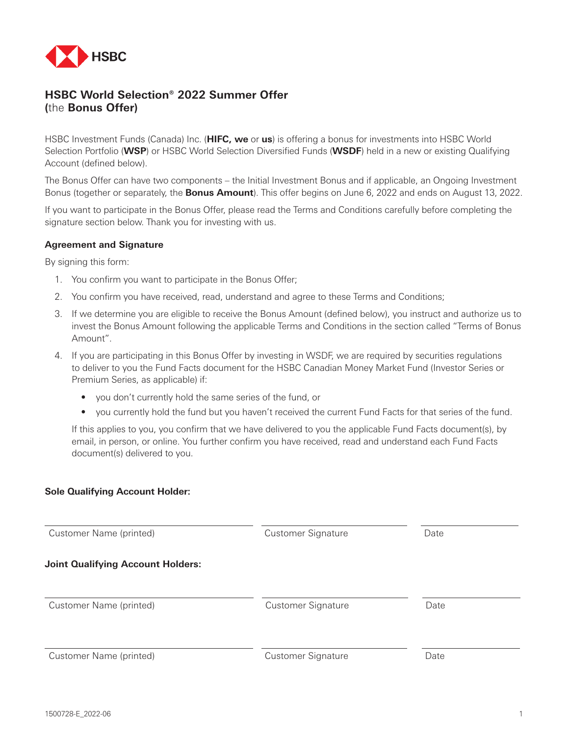HSBC

# HSBC World Selection® 2022 Summer Offer (the **Bonus Offer**)

HSBC Investment Funds (Canada) Inc. (**HIFC, we** or **us**) is offering a bonus for investments into HSBC World Selection Portfolio (**WSP**) or HSBC World Selection Diversified Funds (**WSDF**) held in a new or existing Qualifying Account (defined below).

The Bonus Offer can have two components – the Initial Investment Bonus and if applicable, an Ongoing Investment Bonus (together or separately, the **Bonus Amount**). This offer begins on June 6, 2022 and ends on August 13, 2022.

If you want to participate in the Bonus Offer, please read the Terms and Conditions carefully before completing the signature section below. Thank you for investing with us.

### Agreement and Signature

By signing this form:

1. You confirm you want to participate in the Bonus Offer;
2. You confirm you have received, read, understand and agree to these Terms and Conditions;
3. If we determine you are eligible to receive the Bonus Amount (defined below), you instruct and authorize us to invest the Bonus Amount following the applicable Terms and Conditions in the section called "Terms of Bonus Amount".
4. If you are participating in this Bonus Offer by investing in WSDF, we are required by securities regulations to deliver to you the Fund Facts document for the HSBC Canadian Money Market Fund (Investor Series or Premium Series, as applicable) if:
   - you don't currently hold the same series of the fund, or
   - you currently hold the fund but you haven't received the current Fund Facts for that series of the fund.

   If this applies to you, you confirm that we have delivered to you the applicable Fund Facts document(s), by email, in person, or online. You further confirm you have received, read and understand each Fund Facts document(s) delivered to you.

**Sole Qualifying Account Holder:**

| Customer Name (printed) | Customer Signature | Date |
|---|---|---|
| | | |

**Joint Qualifying Account Holders:**

| Customer Name (printed) | Customer Signature | Date |
|---|---|---|
| | | |

| Customer Name (printed) | Customer Signature | Date |
|---|---|---|
| | | |

1500728-E_2022-06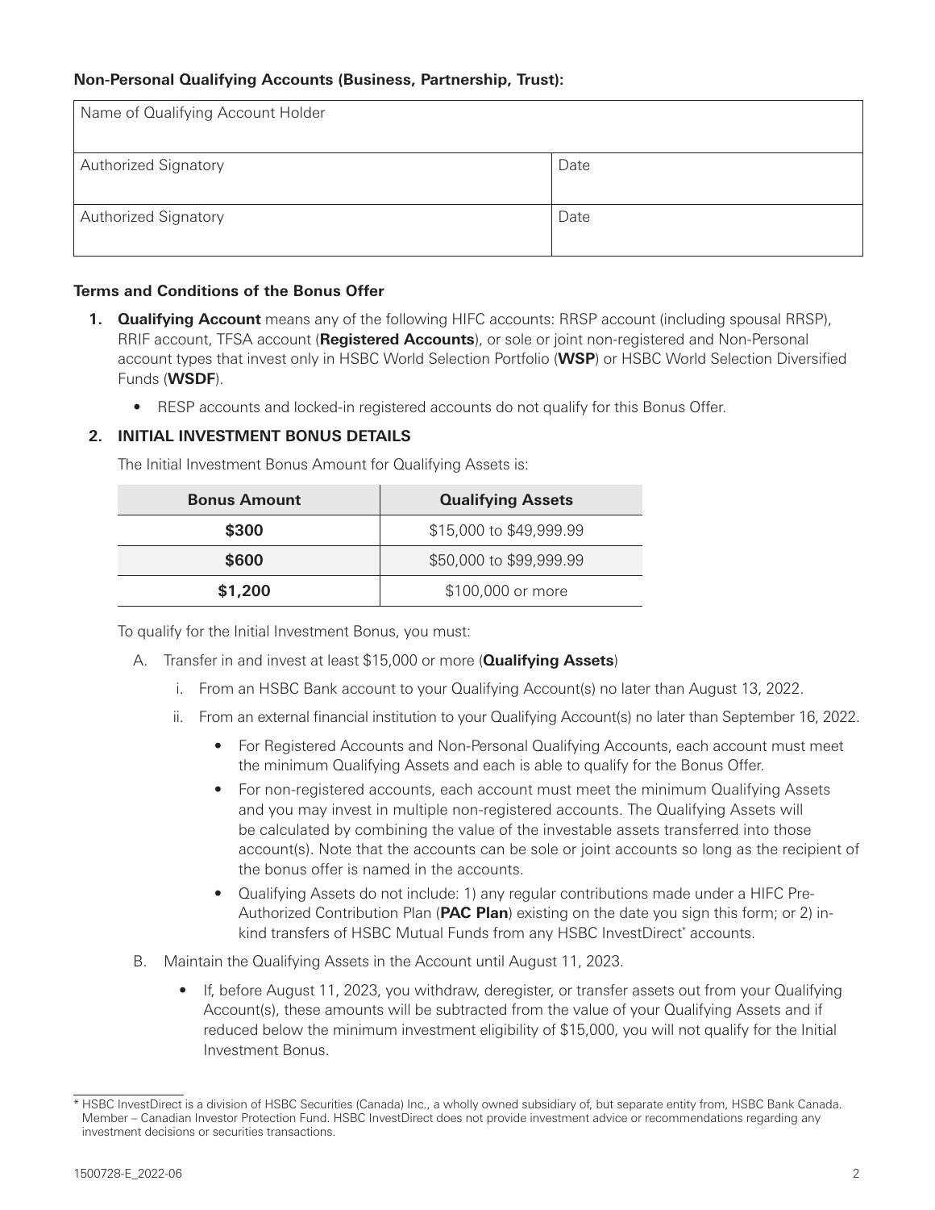**Non-Personal Qualifying Accounts (Business, Partnership, Trust):**

| Name of Qualifying Account Holder | |
| --- | --- |
| Authorized Signatory | Date |
| Authorized Signatory | Date |

**Terms and Conditions of the Bonus Offer**

1. **Qualifying Account** means any of the following HIFC accounts: RRSP account (including spousal RRSP), RRIF account, TFSA account (**Registered Accounts**), or sole or joint non-registered and Non-Personal account types that invest only in HSBC World Selection Portfolio (**WSP**) or HSBC World Selection Diversified Funds (**WSDF**).
   - RESP accounts and locked-in registered accounts do not qualify for this Bonus Offer.

2. **INITIAL INVESTMENT BONUS DETAILS**

   The Initial Investment Bonus Amount for Qualifying Assets is:

   | Bonus Amount | Qualifying Assets |
   | --- | --- |
   | **$300** | $15,000 to $49,999.99 |
   | **$600** | $50,000 to $99,999.99 |
   | **$1,200** | $100,000 or more |

   To qualify for the Initial Investment Bonus, you must:

   A. Transfer in and invest at least $15,000 or more (**Qualifying Assets**)

      i. From an HSBC Bank account to your Qualifying Account(s) no later than August 13, 2022.

      ii. From an external financial institution to your Qualifying Account(s) no later than September 16, 2022.

         - For Registered Accounts and Non-Personal Qualifying Accounts, each account must meet the minimum Qualifying Assets and each is able to qualify for the Bonus Offer.
         - For non-registered accounts, each account must meet the minimum Qualifying Assets and you may invest in multiple non-registered accounts. The Qualifying Assets will be calculated by combining the value of the investable assets transferred into those account(s). Note that the accounts can be sole or joint accounts so long as the recipient of the bonus offer is named in the accounts.
         - Qualifying Assets do not include: 1) any regular contributions made under a HIFC Pre-Authorized Contribution Plan (**PAC Plan**) existing on the date you sign this form; or 2) in-kind transfers of HSBC Mutual Funds from any HSBC InvestDirect* accounts.

   B. Maintain the Qualifying Assets in the Account until August 11, 2023.

      - If, before August 11, 2023, you withdraw, deregister, or transfer assets out from your Qualifying Account(s), these amounts will be subtracted from the value of your Qualifying Assets and if reduced below the minimum investment eligibility of $15,000, you will not qualify for the Initial Investment Bonus.

---

* HSBC InvestDirect is a division of HSBC Securities (Canada) Inc., a wholly owned subsidiary of, but separate entity from, HSBC Bank Canada. Member – Canadian Investor Protection Fund. HSBC InvestDirect does not provide investment advice or recommendations regarding any investment decisions or securities transactions.

1500728-E_2022-06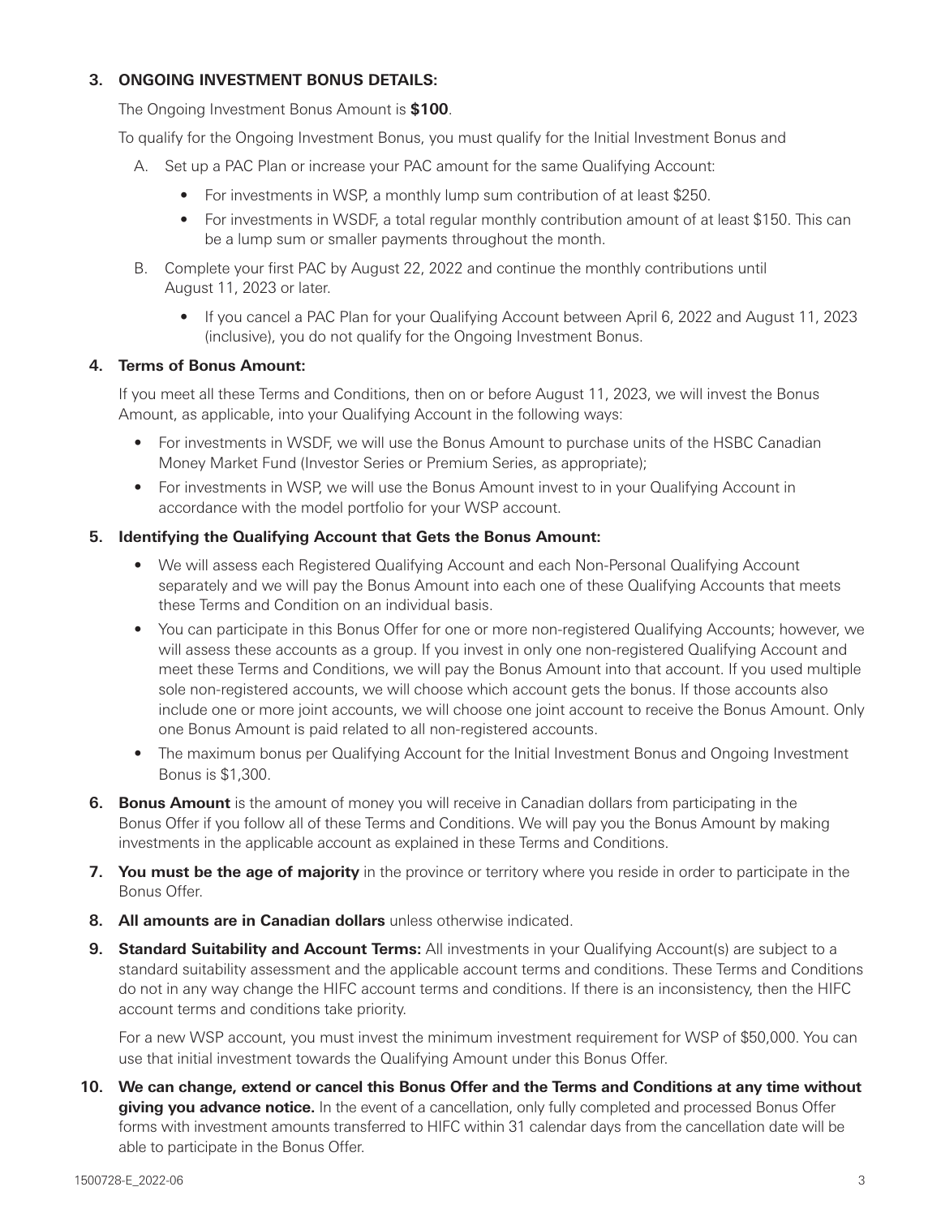**3. ONGOING INVESTMENT BONUS DETAILS:**

The Ongoing Investment Bonus Amount is **$100**.

To qualify for the Ongoing Investment Bonus, you must qualify for the Initial Investment Bonus and

A. Set up a PAC Plan or increase your PAC amount for the same Qualifying Account:
   - For investments in WSP, a monthly lump sum contribution of at least $250.
   - For investments in WSDF, a total regular monthly contribution amount of at least $150. This can be a lump sum or smaller payments throughout the month.

B. Complete your first PAC by August 22, 2022 and continue the monthly contributions until August 11, 2023 or later.
   - If you cancel a PAC Plan for your Qualifying Account between April 6, 2022 and August 11, 2023 (inclusive), you do not qualify for the Ongoing Investment Bonus.

**4. Terms of Bonus Amount:**

If you meet all these Terms and Conditions, then on or before August 11, 2023, we will invest the Bonus Amount, as applicable, into your Qualifying Account in the following ways:

- For investments in WSDF, we will use the Bonus Amount to purchase units of the HSBC Canadian Money Market Fund (Investor Series or Premium Series, as appropriate);
- For investments in WSP, we will use the Bonus Amount invest to in your Qualifying Account in accordance with the model portfolio for your WSP account.

**5. Identifying the Qualifying Account that Gets the Bonus Amount:**

- We will assess each Registered Qualifying Account and each Non-Personal Qualifying Account separately and we will pay the Bonus Amount into each one of these Qualifying Accounts that meets these Terms and Condition on an individual basis.
- You can participate in this Bonus Offer for one or more non-registered Qualifying Accounts; however, we will assess these accounts as a group. If you invest in only one non-registered Qualifying Account and meet these Terms and Conditions, we will pay the Bonus Amount into that account. If you used multiple sole non-registered accounts, we will choose which account gets the bonus. If those accounts also include one or more joint accounts, we will choose one joint account to receive the Bonus Amount. Only one Bonus Amount is paid related to all non-registered accounts.
- The maximum bonus per Qualifying Account for the Initial Investment Bonus and Ongoing Investment Bonus is $1,300.

**6. Bonus Amount** is the amount of money you will receive in Canadian dollars from participating in the Bonus Offer if you follow all of these Terms and Conditions. We will pay you the Bonus Amount by making investments in the applicable account as explained in these Terms and Conditions.

**7. You must be the age of majority** in the province or territory where you reside in order to participate in the Bonus Offer.

**8. All amounts are in Canadian dollars** unless otherwise indicated.

**9. Standard Suitability and Account Terms:** All investments in your Qualifying Account(s) are subject to a standard suitability assessment and the applicable account terms and conditions. These Terms and Conditions do not in any way change the HIFC account terms and conditions. If there is an inconsistency, then the HIFC account terms and conditions take priority.

For a new WSP account, you must invest the minimum investment requirement for WSP of $50,000. You can use that initial investment towards the Qualifying Amount under this Bonus Offer.

**10. We can change, extend or cancel this Bonus Offer and the Terms and Conditions at any time without giving you advance notice.** In the event of a cancellation, only fully completed and processed Bonus Offer forms with investment amounts transferred to HIFC within 31 calendar days from the cancellation date will be able to participate in the Bonus Offer.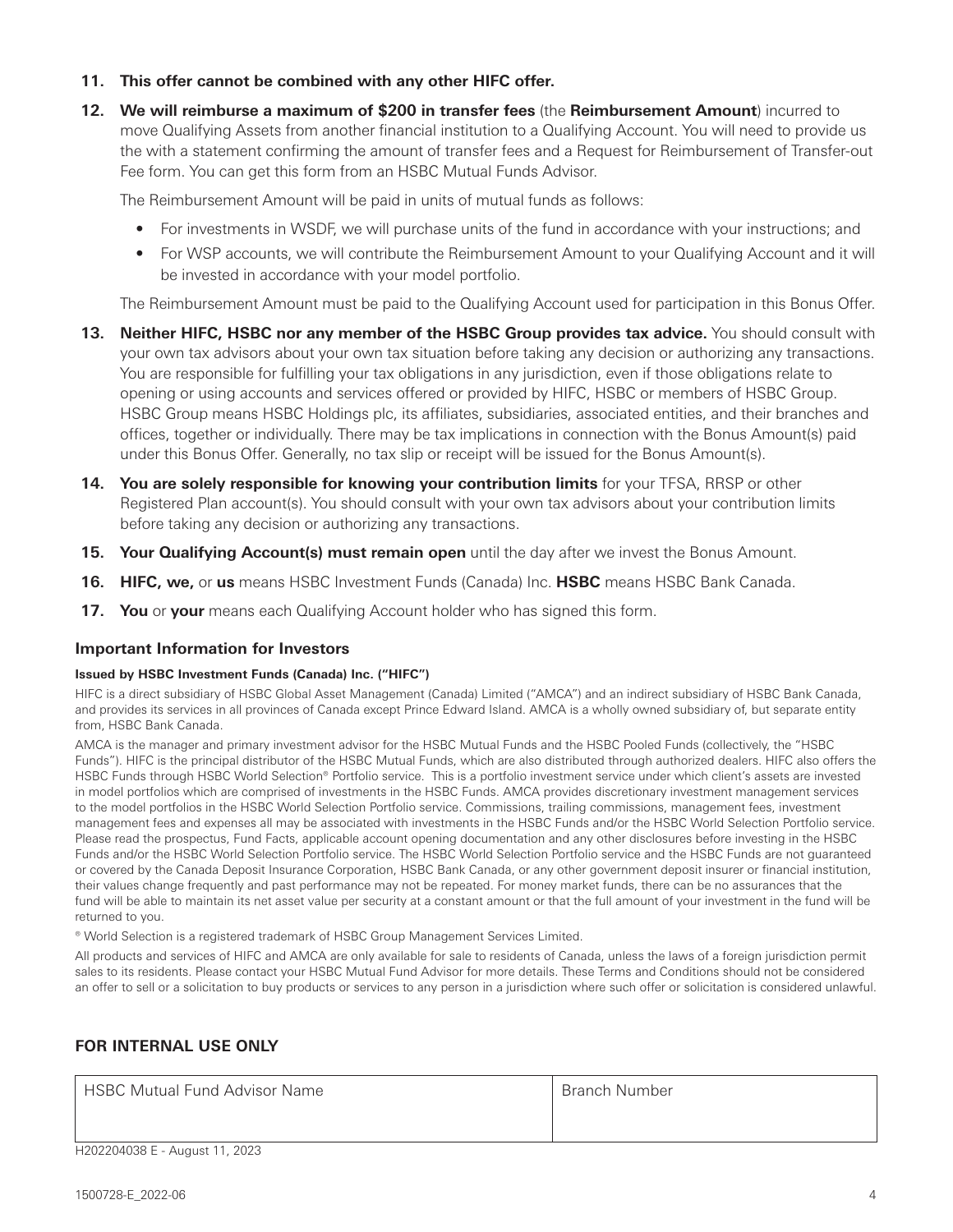11. **This offer cannot be combined with any other HIFC offer.**

12. **We will reimburse a maximum of $200 in transfer fees** (the **Reimbursement Amount**) incurred to move Qualifying Assets from another financial institution to a Qualifying Account. You will need to provide us the with a statement confirming the amount of transfer fees and a Request for Reimbursement of Transfer-out Fee form. You can get this form from an HSBC Mutual Funds Advisor.

    The Reimbursement Amount will be paid in units of mutual funds as follows:

    - For investments in WSDF, we will purchase units of the fund in accordance with your instructions; and
    - For WSP accounts, we will contribute the Reimbursement Amount to your Qualifying Account and it will be invested in accordance with your model portfolio.

    The Reimbursement Amount must be paid to the Qualifying Account used for participation in this Bonus Offer.

13. **Neither HIFC, HSBC nor any member of the HSBC Group provides tax advice.** You should consult with your own tax advisors about your own tax situation before taking any decision or authorizing any transactions. You are responsible for fulfilling your tax obligations in any jurisdiction, even if those obligations relate to opening or using accounts and services offered or provided by HIFC, HSBC or members of HSBC Group. HSBC Group means HSBC Holdings plc, its affiliates, subsidiaries, associated entities, and their branches and offices, together or individually. There may be tax implications in connection with the Bonus Amount(s) paid under this Bonus Offer. Generally, no tax slip or receipt will be issued for the Bonus Amount(s).

14. **You are solely responsible for knowing your contribution limits** for your TFSA, RRSP or other Registered Plan account(s). You should consult with your own tax advisors about your contribution limits before taking any decision or authorizing any transactions.

15. **Your Qualifying Account(s) must remain open** until the day after we invest the Bonus Amount.

16. **HIFC, we,** or **us** means HSBC Investment Funds (Canada) Inc. **HSBC** means HSBC Bank Canada.

17. **You** or **your** means each Qualifying Account holder who has signed this form.

### Important Information for Investors

**Issued by HSBC Investment Funds (Canada) Inc. ("HIFC")**

HIFC is a direct subsidiary of HSBC Global Asset Management (Canada) Limited ("AMCA") and an indirect subsidiary of HSBC Bank Canada, and provides its services in all provinces of Canada except Prince Edward Island. AMCA is a wholly owned subsidiary of, but separate entity from, HSBC Bank Canada.

AMCA is the manager and primary investment advisor for the HSBC Mutual Funds and the HSBC Pooled Funds (collectively, the "HSBC Funds"). HIFC is the principal distributor of the HSBC Mutual Funds, which are also distributed through authorized dealers. HIFC also offers the HSBC Funds through HSBC World Selection® Portfolio service. This is a portfolio investment service under which client's assets are invested in model portfolios which are comprised of investments in the HSBC Funds. AMCA provides discretionary investment management services to the model portfolios in the HSBC World Selection Portfolio service. Commissions, trailing commissions, management fees, investment management fees and expenses all may be associated with investments in the HSBC Funds and/or the HSBC World Selection Portfolio service. Please read the prospectus, Fund Facts, applicable account opening documentation and any other disclosures before investing in the HSBC Funds and/or the HSBC World Selection Portfolio service. The HSBC World Selection Portfolio service and the HSBC Funds are not guaranteed or covered by the Canada Deposit Insurance Corporation, HSBC Bank Canada, or any other government deposit insurer or financial institution, their values change frequently and past performance may not be repeated. For money market funds, there can be no assurances that the fund will be able to maintain its net asset value per security at a constant amount or that the full amount of your investment in the fund will be returned to you.

® World Selection is a registered trademark of HSBC Group Management Services Limited.

All products and services of HIFC and AMCA are only available for sale to residents of Canada, unless the laws of a foreign jurisdiction permit sales to its residents. Please contact your HSBC Mutual Fund Advisor for more details. These Terms and Conditions should not be considered an offer to sell or a solicitation to buy products or services to any person in a jurisdiction where such offer or solicitation is considered unlawful.

### FOR INTERNAL USE ONLY

| HSBC Mutual Fund Advisor Name | Branch Number |
|---|---|
| | |

H202204038 E - August 11, 2023

1500728-E_2022-06